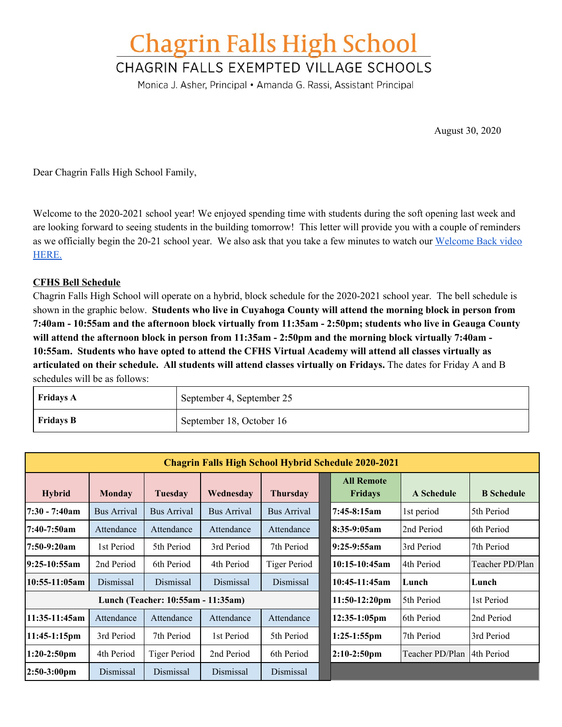# Chagrin Falls High School

## CHAGRIN FALLS EXEMPTED VILLAGE SCHOOLS

Monica J. Asher, Principal • Amanda G. Rassi, Assistant Principal

August 30, 2020

Dear Chagrin Falls High School Family,

Welcome to the 2020-2021 school year! We enjoyed spending time with students during the soft opening last week and are looking forward to seeing students in the building tomorrow! This letter will provide you with a couple of reminders as we officially begin the 20-21 school year. We also ask that you take a few minutes to watch our [Welcome Back video HERE.]

**CFHS Bell Schedule**

Chagrin Falls High School will operate on a hybrid, block schedule for the 2020-2021 school year. The bell schedule is shown in the graphic below. **Students who live in Cuyahoga County will attend the morning block in person from 7:40am - 10:55am and the afternoon block virtually from 11:35am - 2:50pm; students who live in Geauga County will attend the afternoon block in person from 11:35am - 2:50pm and the morning block virtually 7:40am - 10:55am. Students who have opted to attend the CFHS Virtual Academy will attend all classes virtually as articulated on their schedule. All students will attend classes virtually on Fridays.** The dates for Friday A and B schedules will be as follows:

| **Fridays A** | September 4, September 25 |
|---|---|
| **Fridays B** | September 18, October 16 |

| **Chagrin Falls High School Hybrid Schedule 2020-2021** | | | | | | | | |
|---|---|---|---|---|---|---|---|---|
| **Hybrid** | **Monday** | **Tuesday** | **Wednesday** | **Thursday** | **All Remote Fridays** | **A Schedule** | **B Schedule** |
| **7:30 - 7:40am** | Bus Arrival | Bus Arrival | Bus Arrival | Bus Arrival | **7:45-8:15am** | 1st period | 5th Period |
| **7:40-7:50am** | Attendance | Attendance | Attendance | Attendance | **8:35-9:05am** | 2nd Period | 6th Period |
| **7:50-9:20am** | 1st Period | 5th Period | 3rd Period | 7th Period | **9:25-9:55am** | 3rd Period | 7th Period |
| **9:25-10:55am** | 2nd Period | 6th Period | 4th Period | Tiger Period | **10:15-10:45am** | 4th Period | Teacher PD/Plan |
| **10:55-11:05am** | Dismissal | Dismissal | Dismissal | Dismissal | **10:45-11:45am** | **Lunch** | **Lunch** |
| **Lunch (Teacher: 10:55am - 11:35am)** | | | | | **11:50-12:20pm** | 5th Period | 1st Period |
| **11:35-11:45am** | Attendance | Attendance | Attendance | Attendance | **12:35-1:05pm** | 6th Period | 2nd Period |
| **11:45-1:15pm** | 3rd Period | 7th Period | 1st Period | 5th Period | **1:25-1:55pm** | 7th Period | 3rd Period |
| **1:20-2:50pm** | 4th Period | Tiger Period | 2nd Period | 6th Period | **2:10-2:50pm** | Teacher PD/Plan | 4th Period |
| **2:50-3:00pm** | Dismissal | Dismissal | Dismissal | Dismissal | | | |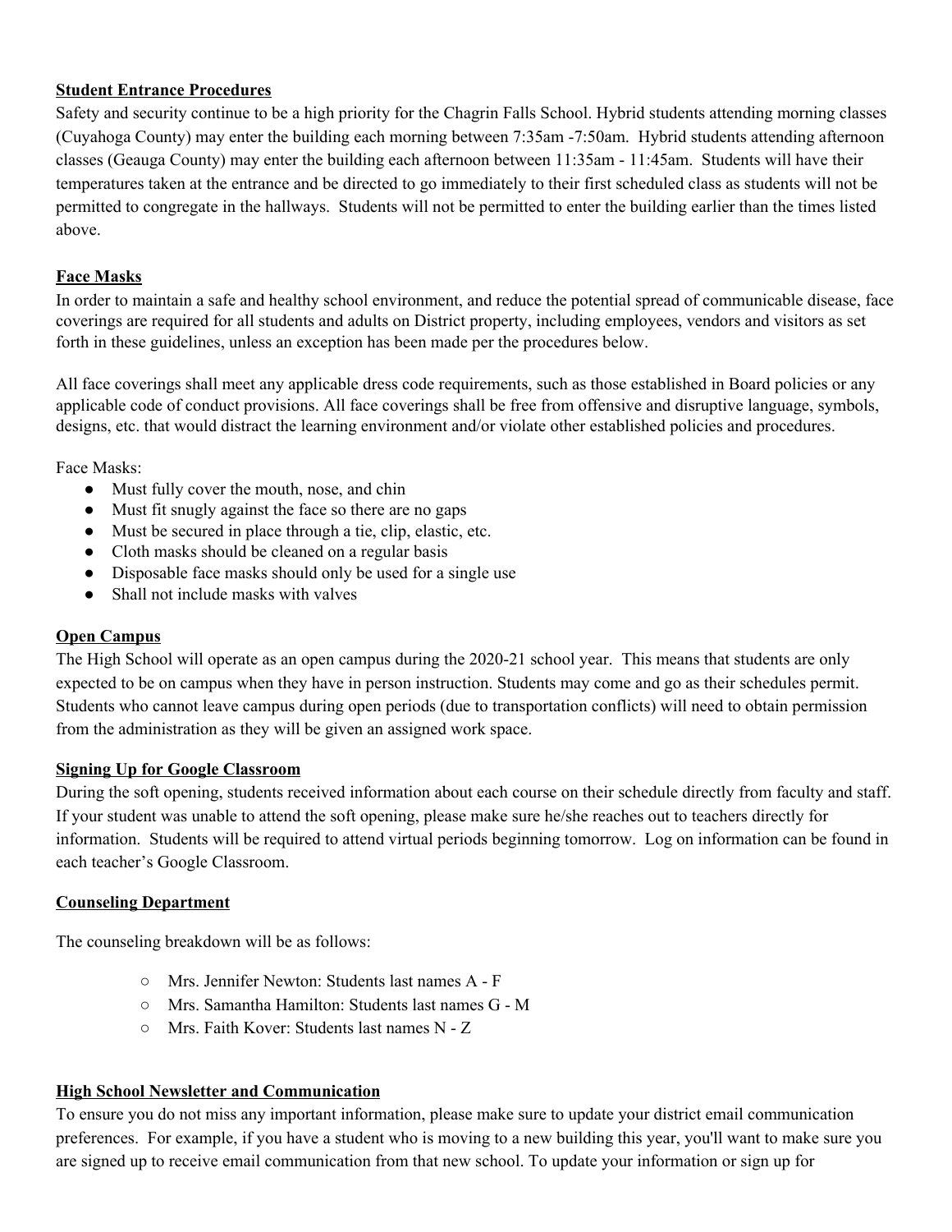**Student Entrance Procedures**

Safety and security continue to be a high priority for the Chagrin Falls School. Hybrid students attending morning classes (Cuyahoga County) may enter the building each morning between 7:35am -7:50am. Hybrid students attending afternoon classes (Geauga County) may enter the building each afternoon between 11:35am - 11:45am. Students will have their temperatures taken at the entrance and be directed to go immediately to their first scheduled class as students will not be permitted to congregate in the hallways. Students will not be permitted to enter the building earlier than the times listed above.

**Face Masks**

In order to maintain a safe and healthy school environment, and reduce the potential spread of communicable disease, face coverings are required for all students and adults on District property, including employees, vendors and visitors as set forth in these guidelines, unless an exception has been made per the procedures below.

All face coverings shall meet any applicable dress code requirements, such as those established in Board policies or any applicable code of conduct provisions. All face coverings shall be free from offensive and disruptive language, symbols, designs, etc. that would distract the learning environment and/or violate other established policies and procedures.

Face Masks:

- Must fully cover the mouth, nose, and chin
- Must fit snugly against the face so there are no gaps
- Must be secured in place through a tie, clip, elastic, etc.
- Cloth masks should be cleaned on a regular basis
- Disposable face masks should only be used for a single use
- Shall not include masks with valves

**Open Campus**

The High School will operate as an open campus during the 2020-21 school year. This means that students are only expected to be on campus when they have in person instruction. Students may come and go as their schedules permit. Students who cannot leave campus during open periods (due to transportation conflicts) will need to obtain permission from the administration as they will be given an assigned work space.

**Signing Up for Google Classroom**

During the soft opening, students received information about each course on their schedule directly from faculty and staff. If your student was unable to attend the soft opening, please make sure he/she reaches out to teachers directly for information. Students will be required to attend virtual periods beginning tomorrow. Log on information can be found in each teacher's Google Classroom.

**Counseling Department**

The counseling breakdown will be as follows:

- Mrs. Jennifer Newton: Students last names A - F
- Mrs. Samantha Hamilton: Students last names G - M
- Mrs. Faith Kover: Students last names N - Z

**High School Newsletter and Communication**

To ensure you do not miss any important information, please make sure to update your district email communication preferences. For example, if you have a student who is moving to a new building this year, you'll want to make sure you are signed up to receive email communication from that new school. To update your information or sign up for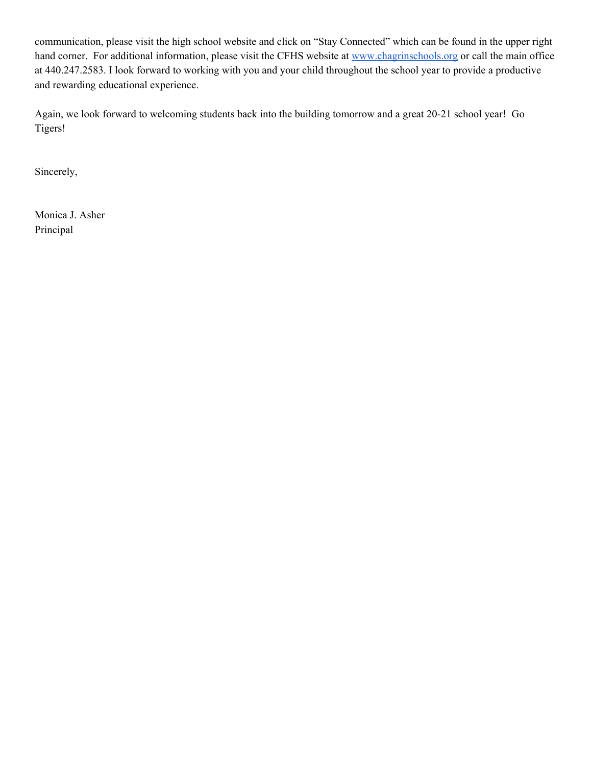communication, please visit the high school website and click on "Stay Connected" which can be found in the upper right hand corner. For additional information, please visit the CFHS website at [www.chagrinschools.org](http://www.chagrinschools.org) or call the main office at 440.247.2583. I look forward to working with you and your child throughout the school year to provide a productive and rewarding educational experience.

Again, we look forward to welcoming students back into the building tomorrow and a great 20-21 school year! Go Tigers!

Sincerely,

Monica J. Asher
Principal